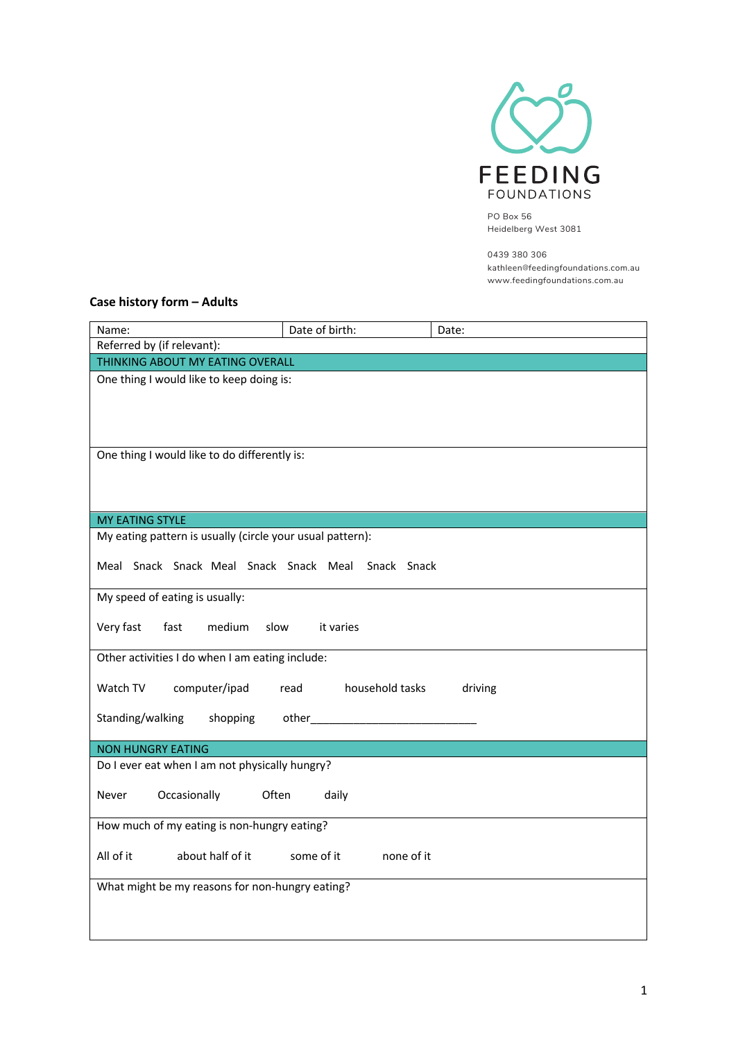FEEDING
FOUNDATIONS

PO Box 56
Heidelberg West 3081

0439 380 306
kathleen@feedingfoundations.com.au
www.feedingfoundations.com.au

**Case history form – Adults**

| Name: | Date of birth: | Date: |
|---|---|---|
| Referred by (if relevant): | | |
| THINKING ABOUT MY EATING OVERALL | | |
| One thing I would like to keep doing is: | | |
| One thing I would like to do differently is: | | |
| MY EATING STYLE | | |
| My eating pattern is usually (circle your usual pattern):<br><br>Meal Snack Snack Meal Snack Snack Meal Snack Snack | | |
| My speed of eating is usually:<br><br>Very fast fast medium slow it varies | | |
| Other activities I do when I am eating include:<br><br>Watch TV computer/ipad read household tasks driving<br><br>Standing/walking shopping other___________________________ | | |
| NON HUNGRY EATING | | |
| Do I ever eat when I am not physically hungry?<br><br>Never Occasionally Often daily | | |
| How much of my eating is non-hungry eating?<br><br>All of it about half of it some of it none of it | | |
| What might be my reasons for non-hungry eating? | | |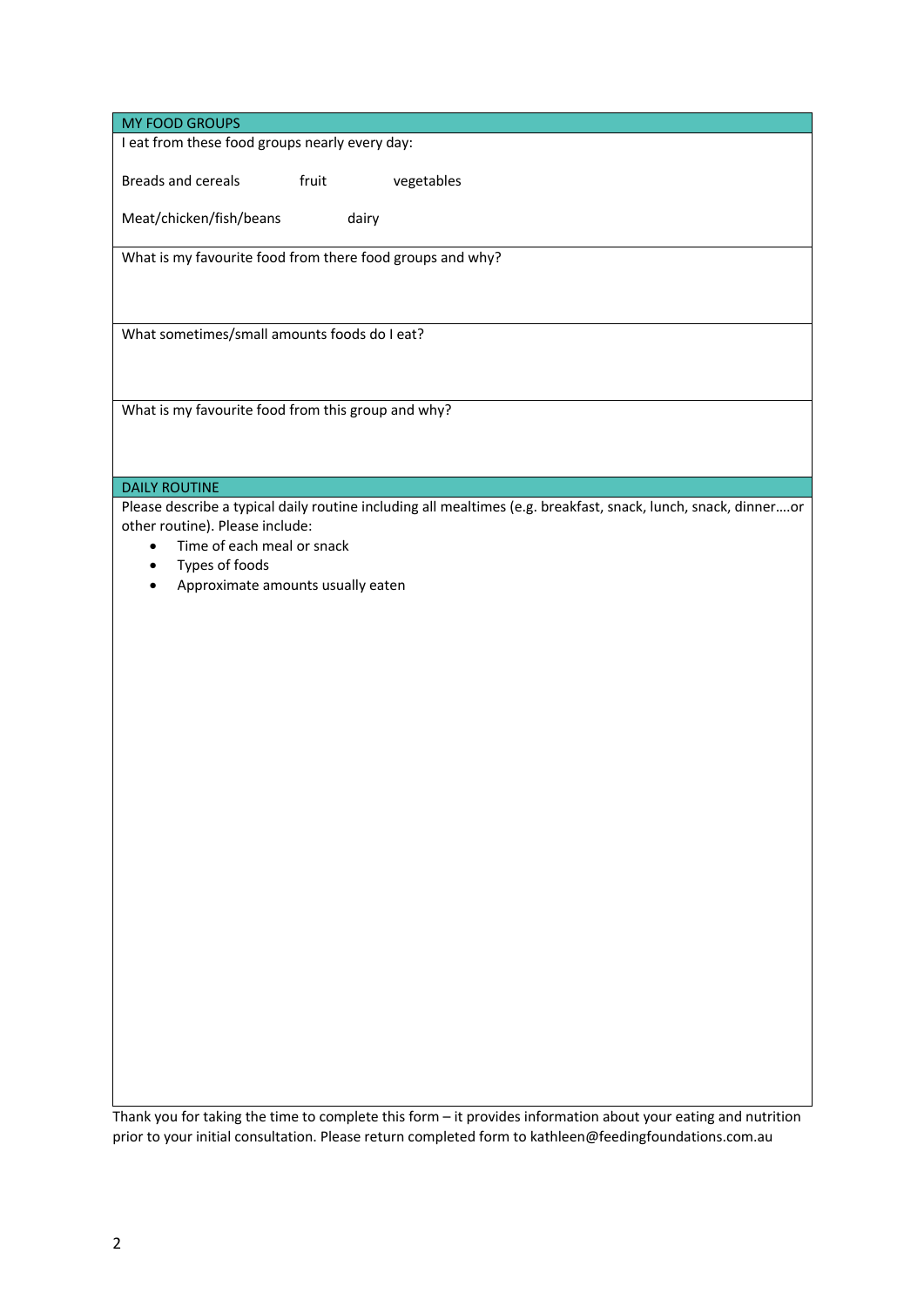## MY FOOD GROUPS

I eat from these food groups nearly every day:

Breads and cereals fruit vegetables

Meat/chicken/fish/beans dairy

What is my favourite food from there food groups and why?

What sometimes/small amounts foods do I eat?

What is my favourite food from this group and why?

## DAILY ROUTINE

Please describe a typical daily routine including all mealtimes (e.g. breakfast, snack, lunch, snack, dinner….or other routine). Please include:

- Time of each meal or snack
- Types of foods
- Approximate amounts usually eaten

Thank you for taking the time to complete this form – it provides information about your eating and nutrition prior to your initial consultation. Please return completed form to kathleen@feedingfoundations.com.au